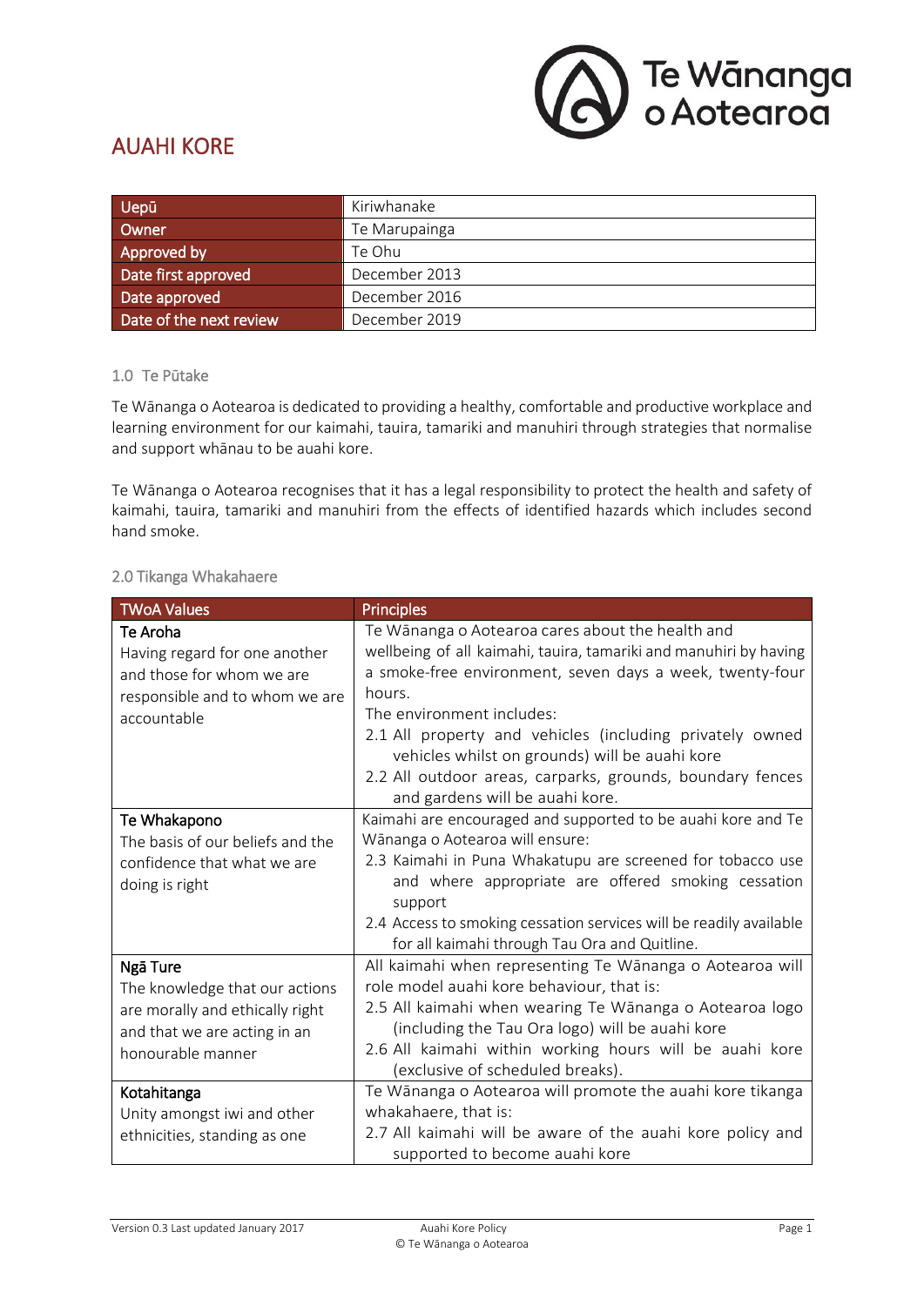Te Wānanga o Aotearoa

# AUAHI KORE

| Uepū | Kiriwhanake |
|---|---|
| Owner | Te Marupainga |
| Approved by | Te Ohu |
| Date first approved | December 2013 |
| Date approved | December 2016 |
| Date of the next review | December 2019 |

## 1.0 Te Pūtake

Te Wānanga o Aotearoa is dedicated to providing a healthy, comfortable and productive workplace and learning environment for our kaimahi, tauira, tamariki and manuhiri through strategies that normalise and support whānau to be auahi kore.

Te Wānanga o Aotearoa recognises that it has a legal responsibility to protect the health and safety of kaimahi, tauira, tamariki and manuhiri from the effects of identified hazards which includes second hand smoke.

## 2.0 Tikanga Whakahaere

| TWoA Values | Principles |
|---|---|
| **Te Aroha**<br>Having regard for one another and those for whom we are responsible and to whom we are accountable | Te Wānanga o Aotearoa cares about the health and wellbeing of all kaimahi, tauira, tamariki and manuhiri by having a smoke-free environment, seven days a week, twenty-four hours.<br>The environment includes:<br>2.1 All property and vehicles (including privately owned vehicles whilst on grounds) will be auahi kore<br>2.2 All outdoor areas, carparks, grounds, boundary fences and gardens will be auahi kore. |
| **Te Whakapono**<br>The basis of our beliefs and the confidence that what we are doing is right | Kaimahi are encouraged and supported to be auahi kore and Te Wānanga o Aotearoa will ensure:<br>2.3 Kaimahi in Puna Whakatupu are screened for tobacco use and where appropriate are offered smoking cessation support<br>2.4 Access to smoking cessation services will be readily available for all kaimahi through Tau Ora and Quitline. |
| **Ngā Ture**<br>The knowledge that our actions are morally and ethically right and that we are acting in an honourable manner | All kaimahi when representing Te Wānanga o Aotearoa will role model auahi kore behaviour, that is:<br>2.5 All kaimahi when wearing Te Wānanga o Aotearoa logo (including the Tau Ora logo) will be auahi kore<br>2.6 All kaimahi within working hours will be auahi kore (exclusive of scheduled breaks). |
| **Kotahitanga**<br>Unity amongst iwi and other ethnicities, standing as one | Te Wānanga o Aotearoa will promote the auahi kore tikanga whakahaere, that is:<br>2.7 All kaimahi will be aware of the auahi kore policy and supported to become auahi kore |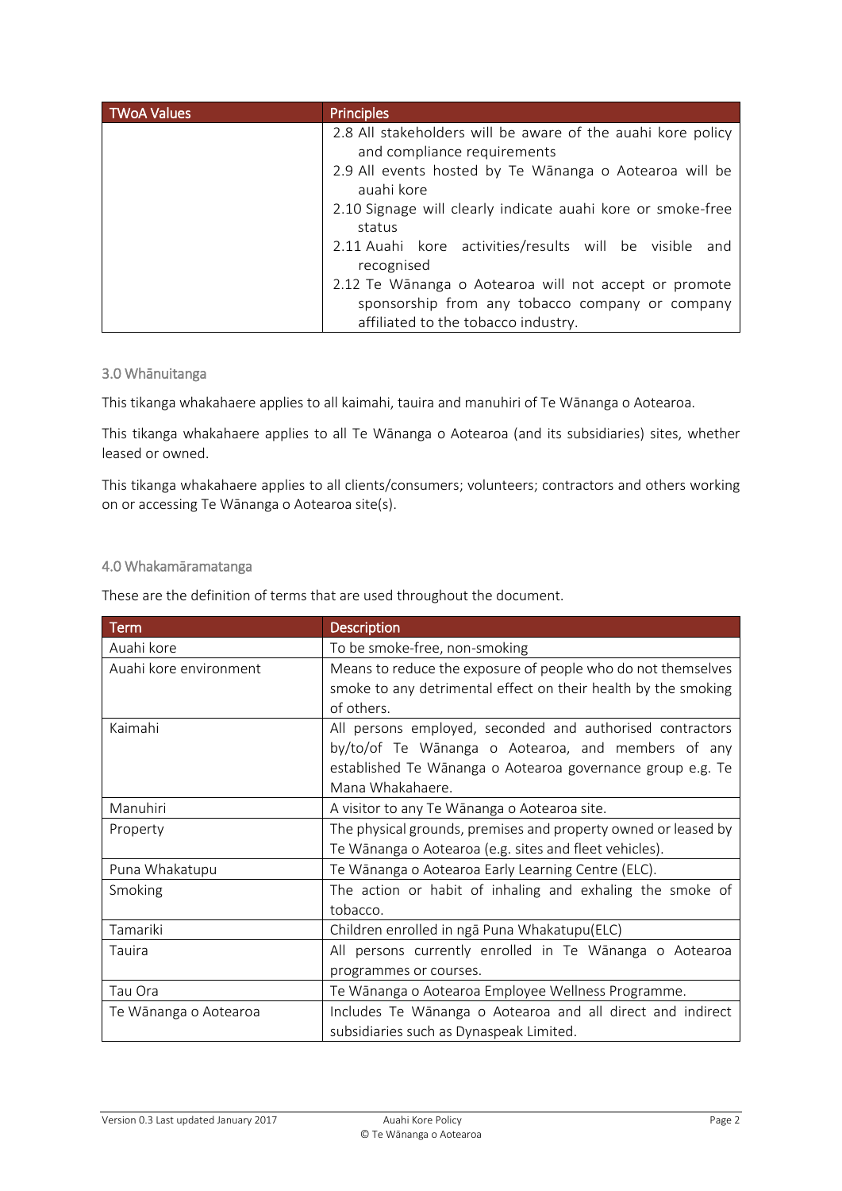| TWoA Values | Principles |
|---|---|
| | 2.8 All stakeholders will be aware of the auahi kore policy and compliance requirements<br>2.9 All events hosted by Te Wānanga o Aotearoa will be auahi kore<br>2.10 Signage will clearly indicate auahi kore or smoke-free status<br>2.11 Auahi kore activities/results will be visible and recognised<br>2.12 Te Wānanga o Aotearoa will not accept or promote sponsorship from any tobacco company or company affiliated to the tobacco industry. |

### 3.0 Whānuitanga

This tikanga whakahaere applies to all kaimahi, tauira and manuhiri of Te Wānanga o Aotearoa.

This tikanga whakahaere applies to all Te Wānanga o Aotearoa (and its subsidiaries) sites, whether leased or owned.

This tikanga whakahaere applies to all clients/consumers; volunteers; contractors and others working on or accessing Te Wānanga o Aotearoa site(s).

### 4.0 Whakamāramatanga

These are the definition of terms that are used throughout the document.

| Term | Description |
|---|---|
| Auahi kore | To be smoke-free, non-smoking |
| Auahi kore environment | Means to reduce the exposure of people who do not themselves smoke to any detrimental effect on their health by the smoking of others. |
| Kaimahi | All persons employed, seconded and authorised contractors by/to/of Te Wānanga o Aotearoa, and members of any established Te Wānanga o Aotearoa governance group e.g. Te Mana Whakahaere. |
| Manuhiri | A visitor to any Te Wānanga o Aotearoa site. |
| Property | The physical grounds, premises and property owned or leased by Te Wānanga o Aotearoa (e.g. sites and fleet vehicles). |
| Puna Whakatupu | Te Wānanga o Aotearoa Early Learning Centre (ELC). |
| Smoking | The action or habit of inhaling and exhaling the smoke of tobacco. |
| Tamariki | Children enrolled in ngā Puna Whakatupu(ELC) |
| Tauira | All persons currently enrolled in Te Wānanga o Aotearoa programmes or courses. |
| Tau Ora | Te Wānanga o Aotearoa Employee Wellness Programme. |
| Te Wānanga o Aotearoa | Includes Te Wānanga o Aotearoa and all direct and indirect subsidiaries such as Dynaspeak Limited. |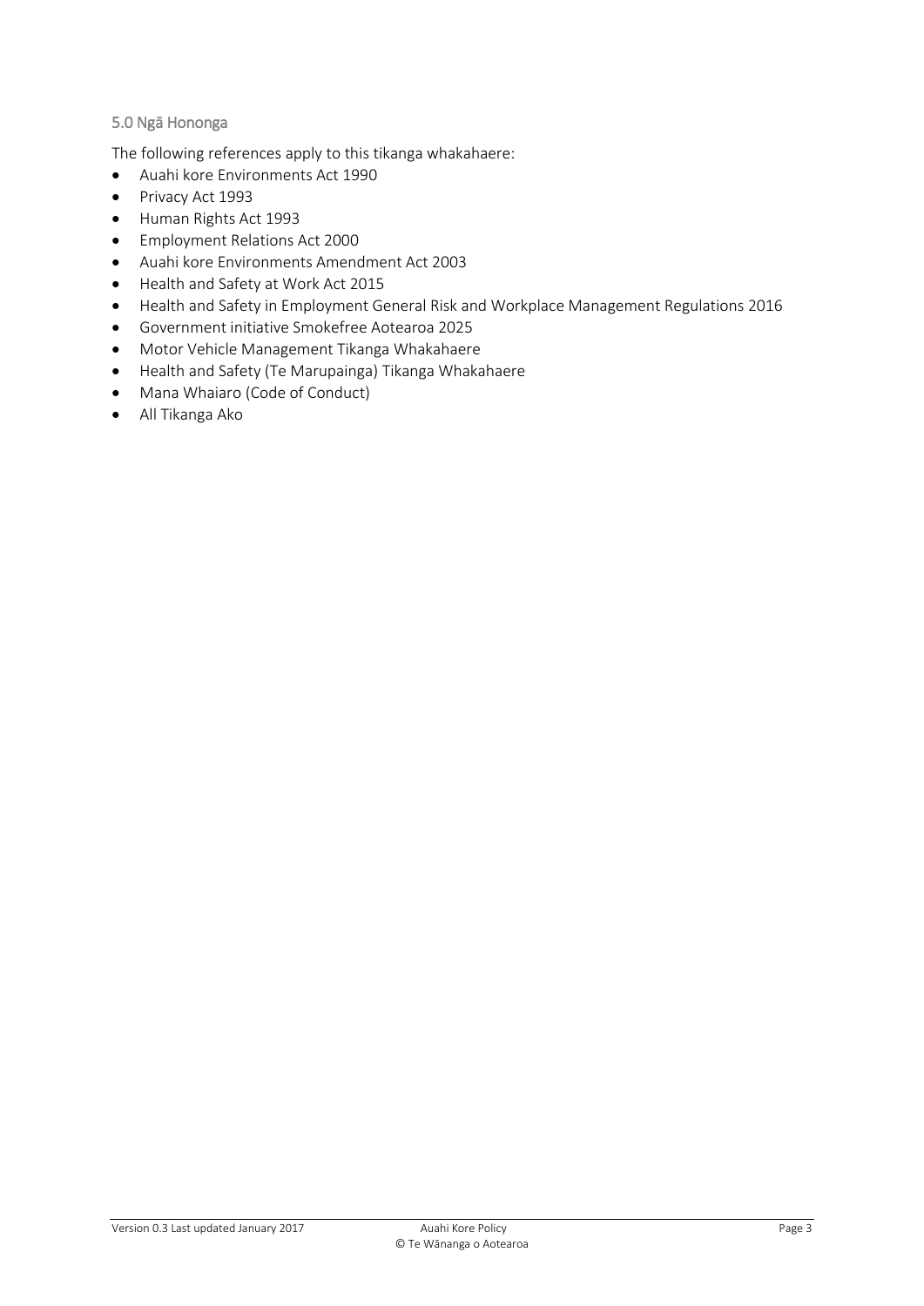## 5.0 Ngā Hononga

The following references apply to this tikanga whakahaere:

- Auahi kore Environments Act 1990
- Privacy Act 1993
- Human Rights Act 1993
- Employment Relations Act 2000
- Auahi kore Environments Amendment Act 2003
- Health and Safety at Work Act 2015
- Health and Safety in Employment General Risk and Workplace Management Regulations 2016
- Government initiative Smokefree Aotearoa 2025
- Motor Vehicle Management Tikanga Whakahaere
- Health and Safety (Te Marupainga) Tikanga Whakahaere
- Mana Whaiaro (Code of Conduct)
- All Tikanga Ako